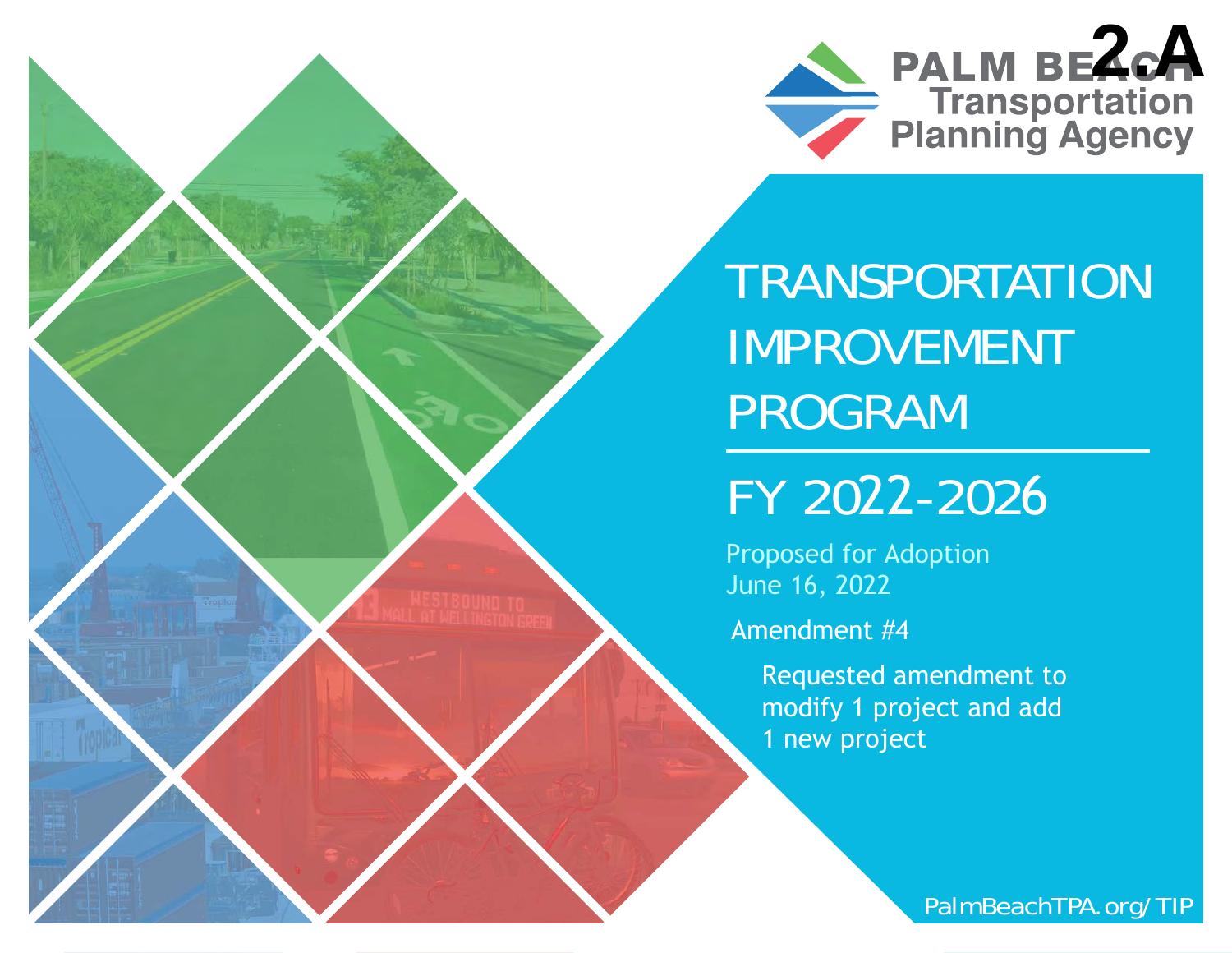2.A

PALM BEACH Transportation Planning Agency

# TRANSPORTATION IMPROVEMENT PROGRAM

## FY 2022-2026

Proposed for Adoption
June 16, 2022

Amendment #4

Requested amendment to modify 1 project and add 1 new project

PalmBeachTPA.org/TIP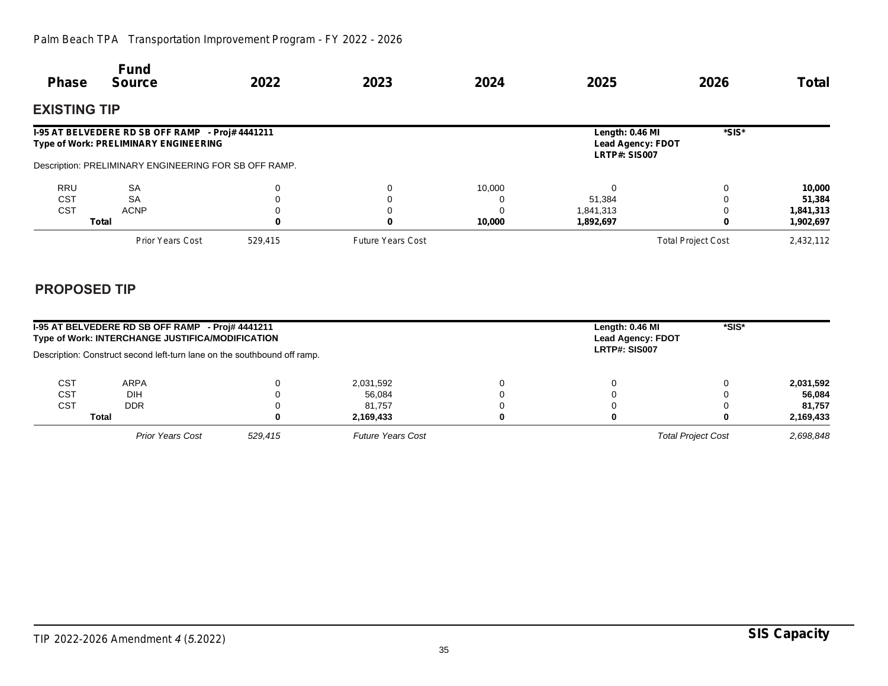| Phase | Fund Source | 2022 | 2023 | 2024 | 2025 | 2026 | Total |
|---|---|---|---|---|---|---|---|

## EXISTING TIP

**I-95 AT BELVEDERE RD SB OFF RAMP - Proj# 4441211**
**Type of Work: PRELIMINARY ENGINEERING**

**Length: 0.46 MI** *SIS*
**Lead Agency: FDOT**
**LRTP#: SIS007**

Description: PRELIMINARY ENGINEERING FOR SB OFF RAMP.

| Phase | Fund Source | 2022 | 2023 | 2024 | 2025 | 2026 | Total |
|---|---|---|---|---|---|---|---|
| RRU | SA | 0 | 0 | 10,000 | 0 | 0 | **10,000** |
| CST | SA | 0 | 0 | 0 | 51,384 | 0 | **51,384** |
| CST | ACNP | 0 | 0 | 0 | 1,841,313 | 0 | **1,841,313** |
| **Total** | | **0** | **0** | **10,000** | **1,892,697** | **0** | **1,902,697** |

| Prior Years Cost | 529,415 | Future Years Cost | | Total Project Cost | 2,432,112 |
|---|---|---|---|---|---|

## PROPOSED TIP

**I-95 AT BELVEDERE RD SB OFF RAMP - Proj# 4441211**
**Type of Work: INTERCHANGE JUSTIFICA/MODIFICATION**

**Length: 0.46 MI** *SIS*
**Lead Agency: FDOT**
**LRTP#: SIS007**

Description: Construct second left-turn lane on the southbound off ramp.

| Phase | Fund Source | 2022 | 2023 | 2024 | 2025 | 2026 | Total |
|---|---|---|---|---|---|---|---|
| CST | ARPA | 0 | 2,031,592 | 0 | 0 | 0 | **2,031,592** |
| CST | DIH | 0 | 56,084 | 0 | 0 | 0 | **56,084** |
| CST | DDR | 0 | 81,757 | 0 | 0 | 0 | **81,757** |
| **Total** | | **0** | **2,169,433** | **0** | **0** | **0** | **2,169,433** |

| *Prior Years Cost* | *529,415* | *Future Years Cost* | | *Total Project Cost* | *2,698,848* |
|---|---|---|---|---|---|

TIP 2022-2026 Amendment *4* (*5*.2022)

**SIS Capacity**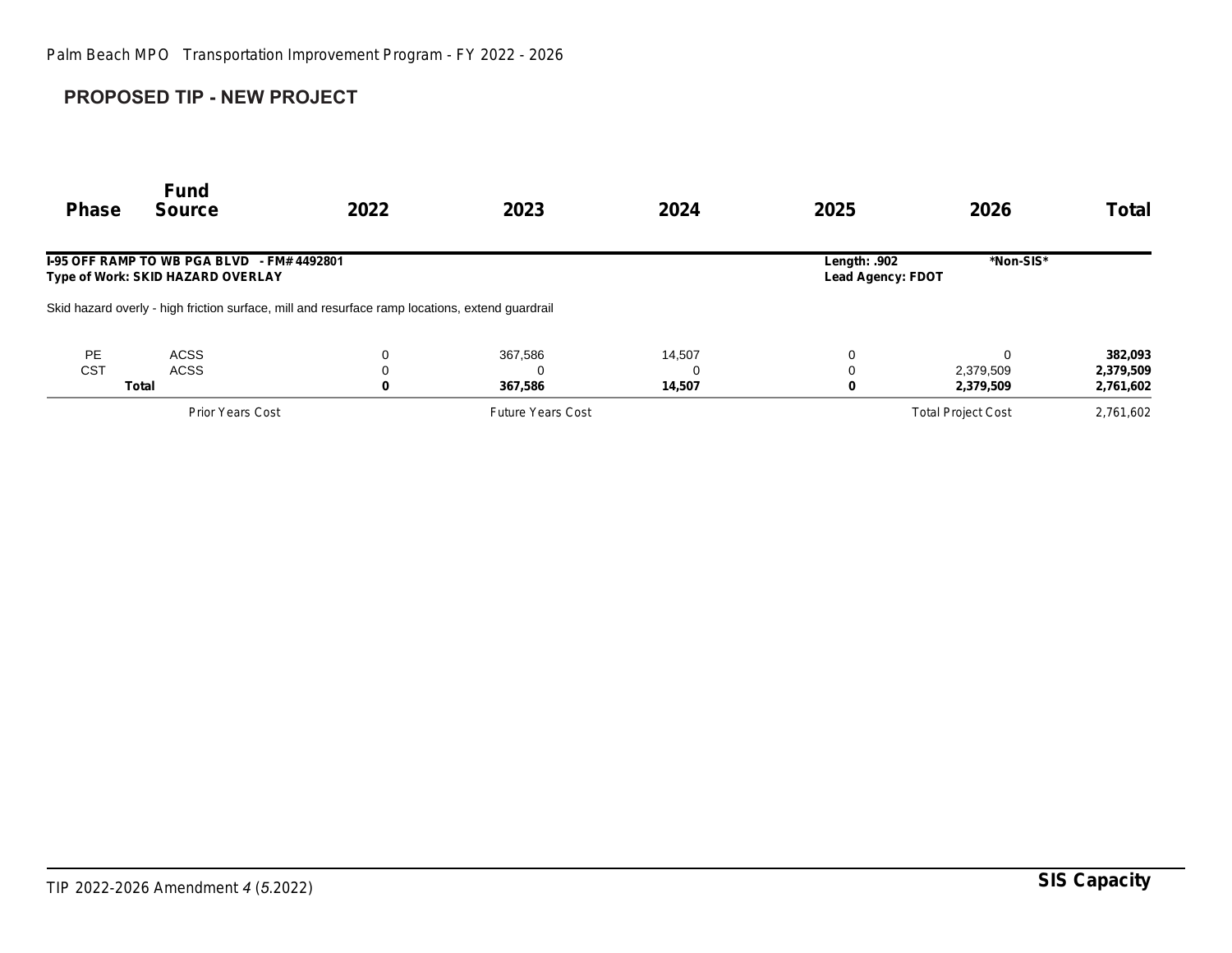## PROPOSED TIP - NEW PROJECT

**I-95 OFF RAMP TO WB PGA BLVD - FM# 4492801**
**Type of Work: SKID HAZARD OVERLAY**

**Length: .902** | ***Non-SIS***
**Lead Agency: FDOT**

Skid hazard overly - high friction surface, mill and resurface ramp locations, extend guardrail

| Phase | Fund Source | 2022 | 2023 | 2024 | 2025 | 2026 | Total |
|---|---|---|---|---|---|---|---|
| PE | ACSS | 0 | 367,586 | 14,507 | 0 | 0 | **382,093** |
| CST | ACSS | 0 | 0 | 0 | 0 | 2,379,509 | **2,379,509** |
| **Total** | | **0** | **367,586** | **14,507** | **0** | **2,379,509** | **2,761,602** |

| Prior Years Cost | | Future Years Cost | | Total Project Cost | 2,761,602 |
|---|---|---|---|---|---|

TIP 2022-2026 Amendment *4* (*5*.2022)

**SIS Capacity**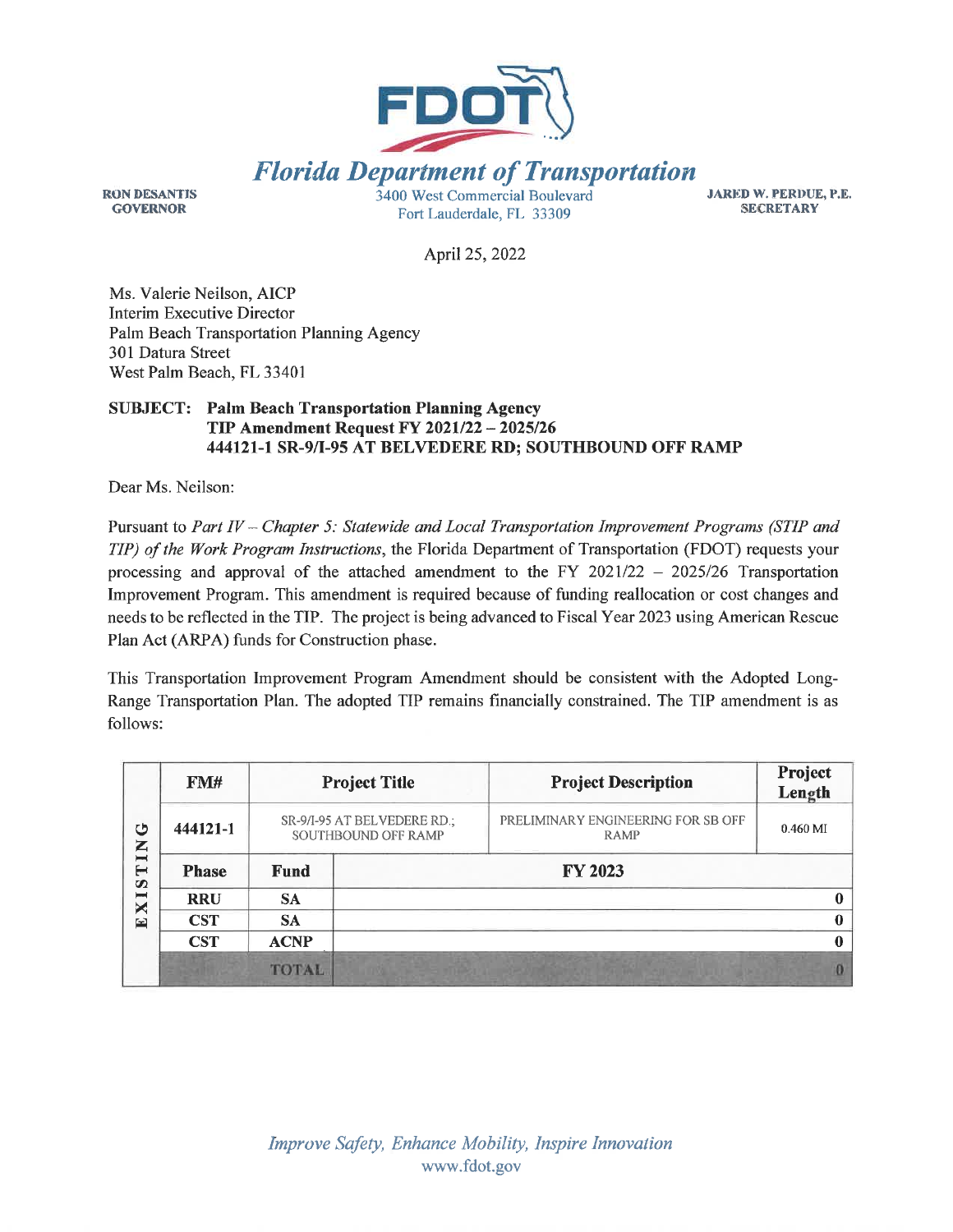# Florida Department of Transportation

**RON DESANTIS**
**GOVERNOR**

3400 West Commercial Boulevard
Fort Lauderdale, FL 33309

**JARED W. PERDUE, P.E.**
**SECRETARY**

April 25, 2022

Ms. Valerie Neilson, AICP
Interim Executive Director
Palm Beach Transportation Planning Agency
301 Datura Street
West Palm Beach, FL 33401

**SUBJECT: Palm Beach Transportation Planning Agency**
**TIP Amendment Request FY 2021/22 – 2025/26**
**444121-1 SR-9/I-95 AT BELVEDERE RD; SOUTHBOUND OFF RAMP**

Dear Ms. Neilson:

Pursuant to *Part IV – Chapter 5: Statewide and Local Transportation Improvement Programs (STIP and TIP) of the Work Program Instructions*, the Florida Department of Transportation (FDOT) requests your processing and approval of the attached amendment to the FY 2021/22 – 2025/26 Transportation Improvement Program. This amendment is required because of funding reallocation or cost changes and needs to be reflected in the TIP. The project is being advanced to Fiscal Year 2023 using American Rescue Plan Act (ARPA) funds for Construction phase.

This Transportation Improvement Program Amendment should be consistent with the Adopted Long-Range Transportation Plan. The adopted TIP remains financially constrained. The TIP amendment is as follows:

| | FM# | Project Title | Project Description | Project Length |
|---|---|---|---|---|
| EXISTING | 444121-1 | SR-9/I-95 AT BELVEDERE RD.; SOUTHBOUND OFF RAMP | PRELIMINARY ENGINEERING FOR SB OFF RAMP | 0.460 MI |
| | **Phase** | **Fund** | **FY 2023** | |
| | RRU | SA | 0 | |
| | CST | SA | 0 | |
| | CST | ACNP | 0 | |
| | | TOTAL | 0 | |

*Improve Safety, Enhance Mobility, Inspire Innovation*
www.fdot.gov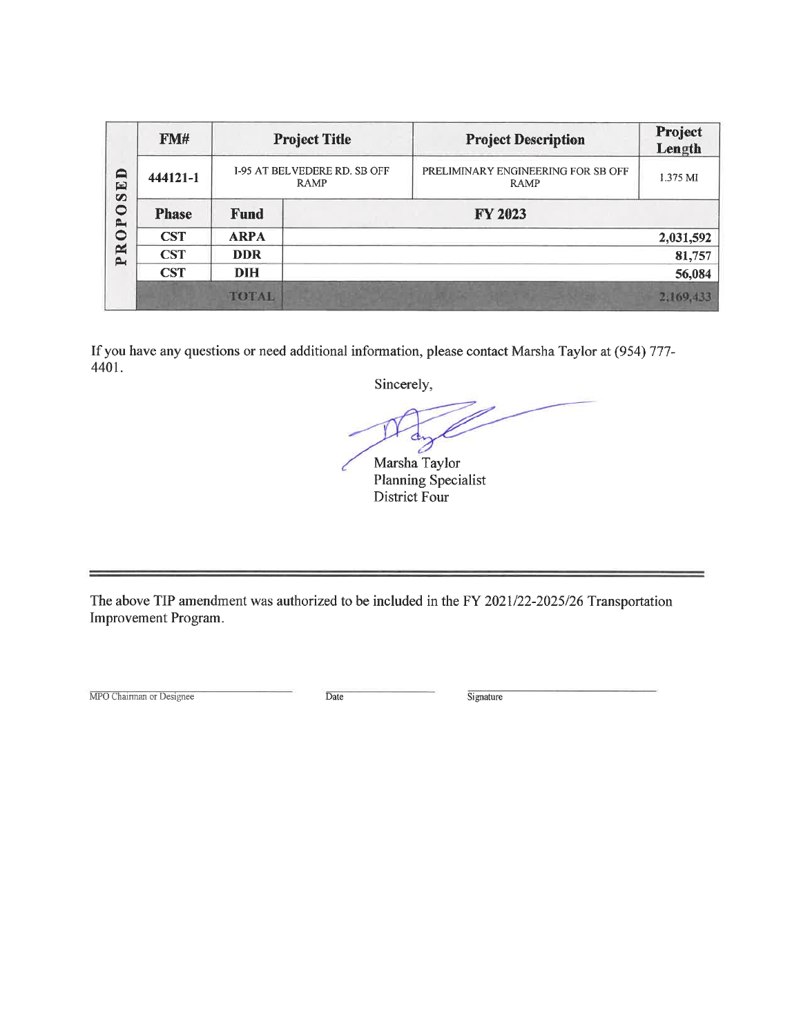| PROPOSED | FM# | Project Title | | Project Description | Project Length |
|---|---|---|---|---|---|
| | 444121-1 | I-95 AT BELVEDERE RD. SB OFF RAMP | | PRELIMINARY ENGINEERING FOR SB OFF RAMP | 1.375 MI |
| | **Phase** | **Fund** | **FY 2023** | | |
| | **CST** | **ARPA** | | | **2,031,592** |
| | **CST** | **DDR** | | | **81,757** |
| | **CST** | **DIH** | | | **56,084** |
| | | **TOTAL** | | | **2,169,433** |

If you have any questions or need additional information, please contact Marsha Taylor at (954) 777-4401.

Sincerely,

Marsha Taylor
Planning Specialist
District Four

---

The above TIP amendment was authorized to be included in the FY 2021/22-2025/26 Transportation Improvement Program.

MPO Chairman or Designee ____________ Date ____________ Signature ____________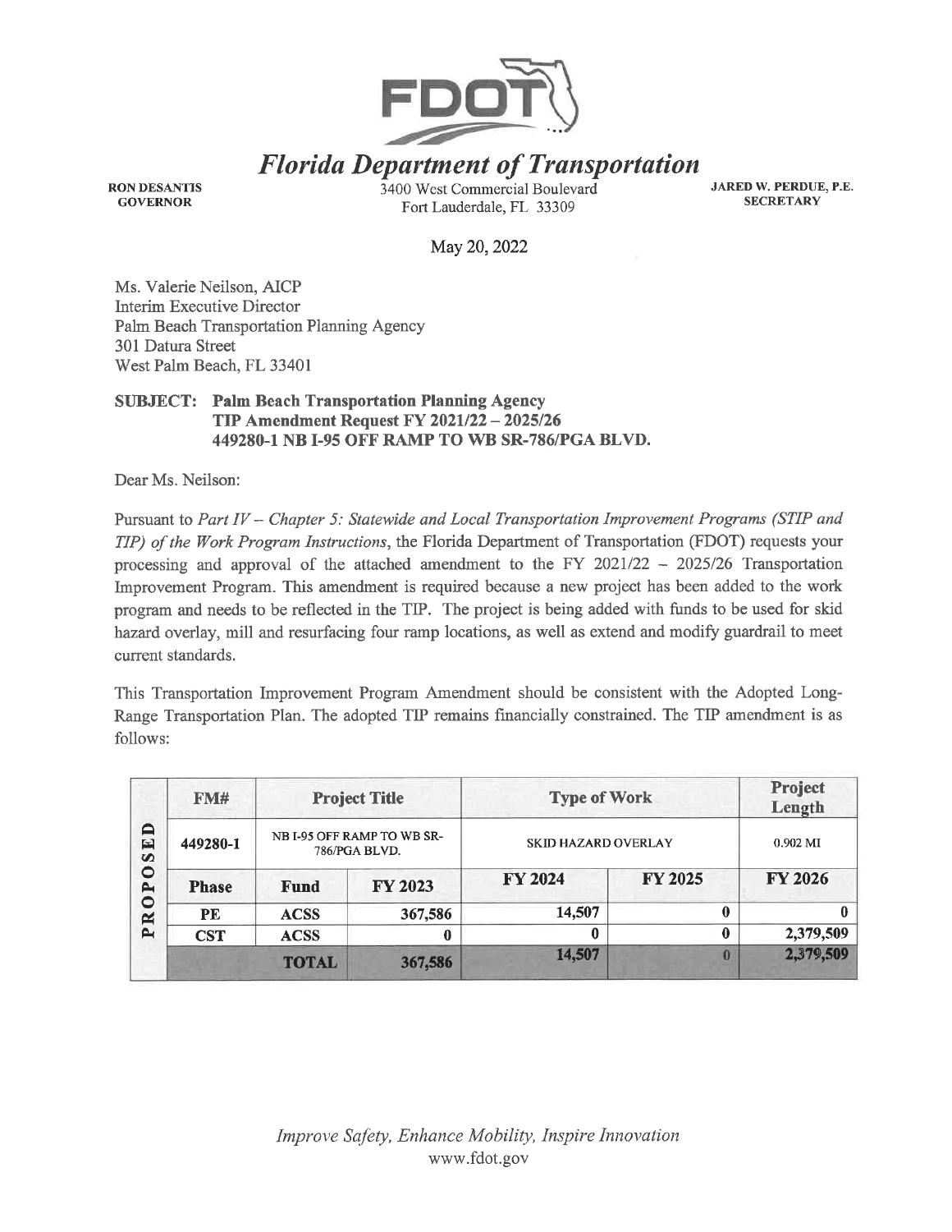# Florida Department of Transportation

**RON DESANTIS**
**GOVERNOR**

3400 West Commercial Boulevard
Fort Lauderdale, FL 33309

**JARED W. PERDUE, P.E.**
**SECRETARY**

May 20, 2022

Ms. Valerie Neilson, AICP
Interim Executive Director
Palm Beach Transportation Planning Agency
301 Datura Street
West Palm Beach, FL 33401

**SUBJECT: Palm Beach Transportation Planning Agency**
**TIP Amendment Request FY 2021/22 – 2025/26**
**449280-1 NB I-95 OFF RAMP TO WB SR-786/PGA BLVD.**

Dear Ms. Neilson:

Pursuant to *Part IV – Chapter 5: Statewide and Local Transportation Improvement Programs (STIP and TIP) of the Work Program Instructions*, the Florida Department of Transportation (FDOT) requests your processing and approval of the attached amendment to the FY 2021/22 – 2025/26 Transportation Improvement Program. This amendment is required because a new project has been added to the work program and needs to be reflected in the TIP. The project is being added with funds to be used for skid hazard overlay, mill and resurfacing four ramp locations, as well as extend and modify guardrail to meet current standards.

This Transportation Improvement Program Amendment should be consistent with the Adopted Long-Range Transportation Plan. The adopted TIP remains financially constrained. The TIP amendment is as follows:

| | FM# | Project Title | | Type of Work | | Project Length |
|---|---|---|---|---|---|---|
| PROPOSED | 449280-1 | NB I-95 OFF RAMP TO WB SR-786/PGA BLVD. | | SKID HAZARD OVERLAY | | 0.902 MI |
| | **Phase** | **Fund** | **FY 2023** | **FY 2024** | **FY 2025** | **FY 2026** |
| | **PE** | **ACSS** | **367,586** | **14,507** | **0** | **0** |
| | **CST** | **ACSS** | **0** | **0** | **0** | **2,379,509** |
| | | **TOTAL** | **367,586** | **14,507** | **0** | **2,379,509** |

*Improve Safety, Enhance Mobility, Inspire Innovation*
www.fdot.gov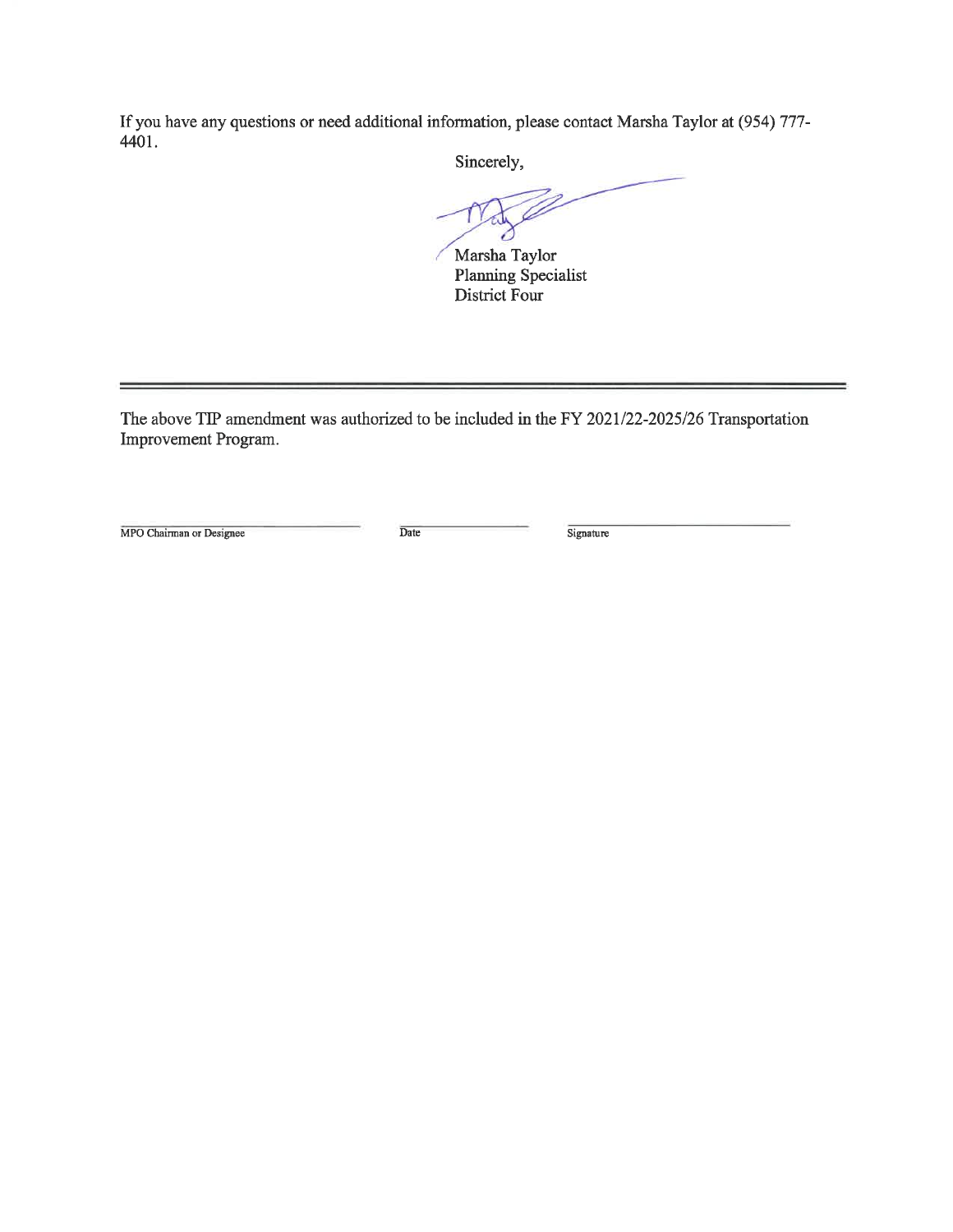If you have any questions or need additional information, please contact Marsha Taylor at (954) 777-4401.

Sincerely,

Marsha Taylor
Planning Specialist
District Four

---

The above TIP amendment was authorized to be included in the FY 2021/22-2025/26 Transportation Improvement Program.

| MPO Chairman or Designee | Date | Signature |
| --- | --- | --- |
| | | |